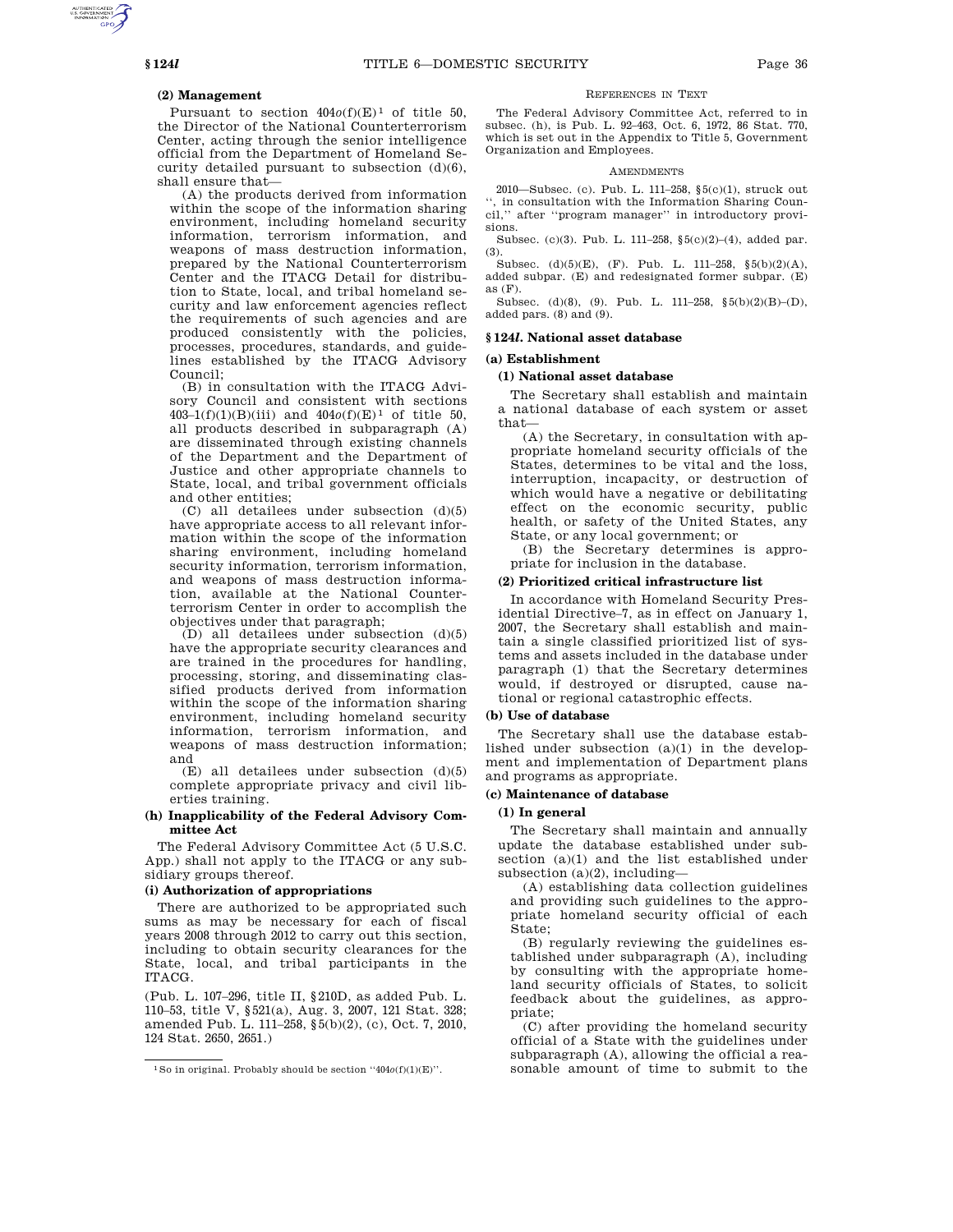**(2) Management**

Pursuant to section 404*o*(f)(E)[1] of title 50, the Director of the National Counterterrorism Center, acting through the senior intelligence official from the Department of Homeland Security detailed pursuant to subsection (d)(6), shall ensure that—

(A) the products derived from information within the scope of the information sharing environment, including homeland security information, terrorism information, and weapons of mass destruction information, prepared by the National Counterterrorism Center and the ITACG Detail for distribution to State, local, and tribal homeland security and law enforcement agencies reflect the requirements of such agencies and are produced consistently with the policies, processes, procedures, standards, and guidelines established by the ITACG Advisory Council;

(B) in consultation with the ITACG Advisory Council and consistent with sections 403–1(f)(1)(B)(iii) and 404*o*(f)(E)[1] of title 50, all products described in subparagraph (A) are disseminated through existing channels of the Department and the Department of Justice and other appropriate channels to State, local, and tribal government officials and other entities;

(C) all detailees under subsection (d)(5) have appropriate access to all relevant information within the scope of the information sharing environment, including homeland security information, terrorism information, and weapons of mass destruction information, available at the National Counterterrorism Center in order to accomplish the objectives under that paragraph;

(D) all detailees under subsection (d)(5) have the appropriate security clearances and are trained in the procedures for handling, processing, storing, and disseminating classified products derived from information within the scope of the information sharing environment, including homeland security information, terrorism information, and weapons of mass destruction information; and

(E) all detailees under subsection (d)(5) complete appropriate privacy and civil liberties training.

**(h) Inapplicability of the Federal Advisory Committee Act**

The Federal Advisory Committee Act (5 U.S.C. App.) shall not apply to the ITACG or any subsidiary groups thereof.

**(i) Authorization of appropriations**

There are authorized to be appropriated such sums as may be necessary for each of fiscal years 2008 through 2012 to carry out this section, including to obtain security clearances for the State, local, and tribal participants in the ITACG.

(Pub. L. 107–296, title II, §210D, as added Pub. L. 110–53, title V, §521(a), Aug. 3, 2007, 121 Stat. 328; amended Pub. L. 111–258, §5(b)(2), (c), Oct. 7, 2010, 124 Stat. 2650, 2651.)

[1] So in original. Probably should be section "404*o*(f)(1)(E)".

REFERENCES IN TEXT

The Federal Advisory Committee Act, referred to in subsec. (h), is Pub. L. 92–463, Oct. 6, 1972, 86 Stat. 770, which is set out in the Appendix to Title 5, Government Organization and Employees.

AMENDMENTS

2010—Subsec. (c). Pub. L. 111–258, §5(c)(1), struck out ", in consultation with the Information Sharing Council," after "program manager" in introductory provisions.

Subsec. (c)(3). Pub. L. 111–258, §5(c)(2)–(4), added par. (3).

Subsec. (d)(5)(E), (F). Pub. L. 111–258, §5(b)(2)(A), added subpar. (E) and redesignated former subpar. (E) as (F).

Subsec. (d)(8), (9). Pub. L. 111–258, §5(b)(2)(B)–(D), added pars. (8) and (9).

## §124*l*. National asset database

**(a) Establishment**

**(1) National asset database**

The Secretary shall establish and maintain a national database of each system or asset that—

(A) the Secretary, in consultation with appropriate homeland security officials of the States, determines to be vital and the loss, interruption, incapacity, or destruction of which would have a negative or debilitating effect on the economic security, public health, or safety of the United States, any State, or any local government; or

(B) the Secretary determines is appropriate for inclusion in the database.

**(2) Prioritized critical infrastructure list**

In accordance with Homeland Security Presidential Directive–7, as in effect on January 1, 2007, the Secretary shall establish and maintain a single classified prioritized list of systems and assets included in the database under paragraph (1) that the Secretary determines would, if destroyed or disrupted, cause national or regional catastrophic effects.

**(b) Use of database**

The Secretary shall use the database established under subsection (a)(1) in the development and implementation of Department plans and programs as appropriate.

**(c) Maintenance of database**

**(1) In general**

The Secretary shall maintain and annually update the database established under subsection (a)(1) and the list established under subsection (a)(2), including—

(A) establishing data collection guidelines and providing such guidelines to the appropriate homeland security official of each State;

(B) regularly reviewing the guidelines established under subparagraph (A), including by consulting with the appropriate homeland security officials of States, to solicit feedback about the guidelines, as appropriate;

(C) after providing the homeland security official of a State with the guidelines under subparagraph (A), allowing the official a reasonable amount of time to submit to the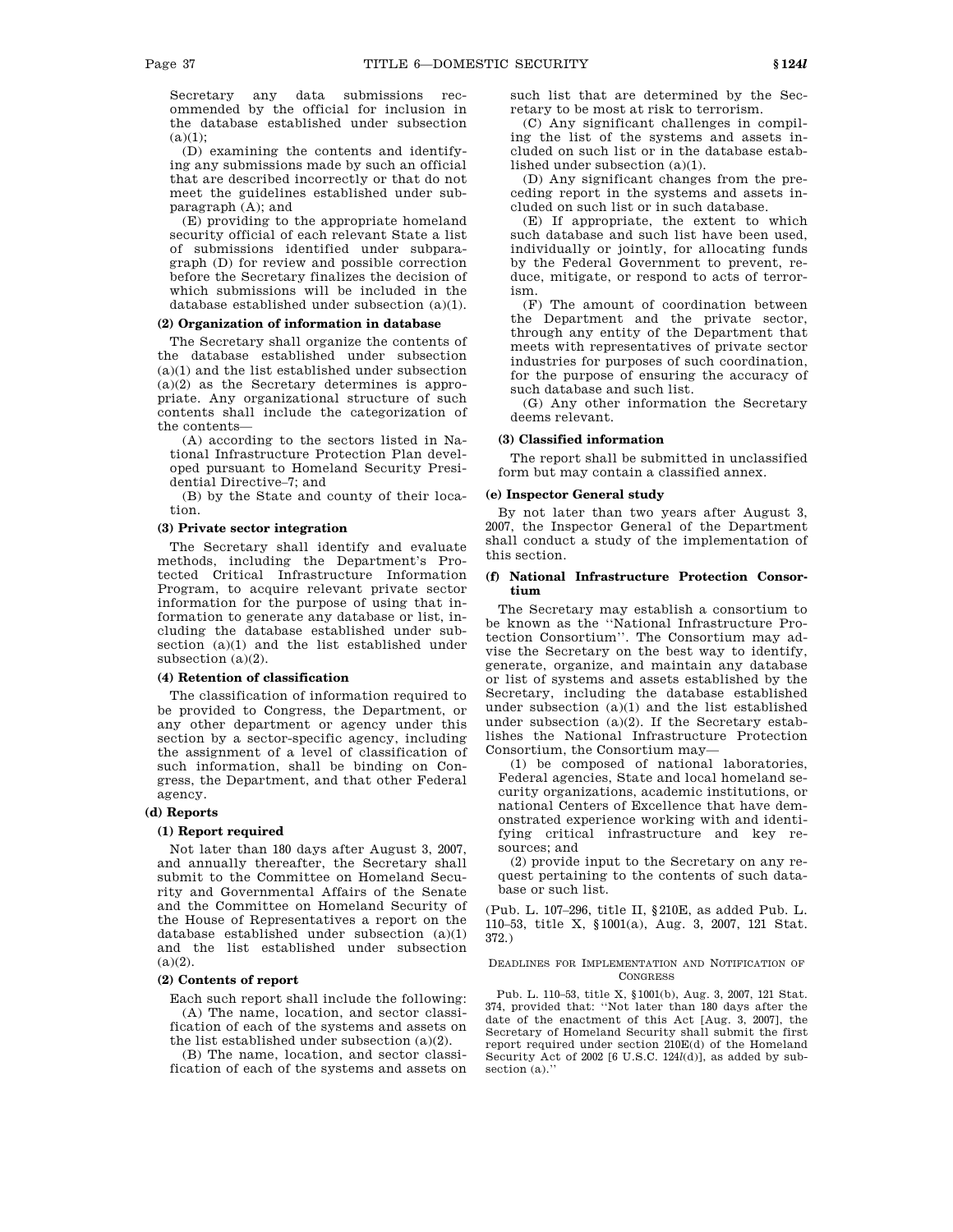Secretary any data submissions recommended by the official for inclusion in the database established under subsection (a)(1);

(D) examining the contents and identifying any submissions made by such an official that are described incorrectly or that do not meet the guidelines established under subparagraph (A); and

(E) providing to the appropriate homeland security official of each relevant State a list of submissions identified under subparagraph (D) for review and possible correction before the Secretary finalizes the decision of which submissions will be included in the database established under subsection (a)(1).

**(2) Organization of information in database**

The Secretary shall organize the contents of the database established under subsection (a)(1) and the list established under subsection (a)(2) as the Secretary determines is appropriate. Any organizational structure of such contents shall include the categorization of the contents—

(A) according to the sectors listed in National Infrastructure Protection Plan developed pursuant to Homeland Security Presidential Directive–7; and

(B) by the State and county of their location.

**(3) Private sector integration**

The Secretary shall identify and evaluate methods, including the Department's Protected Critical Infrastructure Information Program, to acquire relevant private sector information for the purpose of using that information to generate any database or list, including the database established under subsection (a)(1) and the list established under subsection (a)(2).

**(4) Retention of classification**

The classification of information required to be provided to Congress, the Department, or any other department or agency under this section by a sector-specific agency, including the assignment of a level of classification of such information, shall be binding on Congress, the Department, and that other Federal agency.

**(d) Reports**

**(1) Report required**

Not later than 180 days after August 3, 2007, and annually thereafter, the Secretary shall submit to the Committee on Homeland Security and Governmental Affairs of the Senate and the Committee on Homeland Security of the House of Representatives a report on the database established under subsection (a)(1) and the list established under subsection (a)(2).

**(2) Contents of report**

Each such report shall include the following:

(A) The name, location, and sector classification of each of the systems and assets on the list established under subsection (a)(2).

(B) The name, location, and sector classification of each of the systems and assets on such list that are determined by the Secretary to be most at risk to terrorism.

(C) Any significant challenges in compiling the list of the systems and assets included on such list or in the database established under subsection (a)(1).

(D) Any significant changes from the preceding report in the systems and assets included on such list or in such database.

(E) If appropriate, the extent to which such database and such list have been used, individually or jointly, for allocating funds by the Federal Government to prevent, reduce, mitigate, or respond to acts of terrorism.

(F) The amount of coordination between the Department and the private sector, through any entity of the Department that meets with representatives of private sector industries for purposes of such coordination, for the purpose of ensuring the accuracy of such database and such list.

(G) Any other information the Secretary deems relevant.

**(3) Classified information**

The report shall be submitted in unclassified form but may contain a classified annex.

**(e) Inspector General study**

By not later than two years after August 3, 2007, the Inspector General of the Department shall conduct a study of the implementation of this section.

**(f) National Infrastructure Protection Consortium**

The Secretary may establish a consortium to be known as the "National Infrastructure Protection Consortium". The Consortium may advise the Secretary on the best way to identify, generate, organize, and maintain any database or list of systems and assets established by the Secretary, including the database established under subsection (a)(1) and the list established under subsection (a)(2). If the Secretary establishes the National Infrastructure Protection Consortium, the Consortium may—

(1) be composed of national laboratories, Federal agencies, State and local homeland security organizations, academic institutions, or national Centers of Excellence that have demonstrated experience working with and identifying critical infrastructure and key resources; and

(2) provide input to the Secretary on any request pertaining to the contents of such database or such list.

(Pub. L. 107–296, title II, §210E, as added Pub. L. 110–53, title X, §1001(a), Aug. 3, 2007, 121 Stat. 372.)

DEADLINES FOR IMPLEMENTATION AND NOTIFICATION OF CONGRESS

Pub. L. 110–53, title X, §1001(b), Aug. 3, 2007, 121 Stat. 374, provided that: "Not later than 180 days after the date of the enactment of this Act [Aug. 3, 2007], the Secretary of Homeland Security shall submit the first report required under section 210E(d) of the Homeland Security Act of 2002 [6 U.S.C. 124*l*(d)], as added by subsection (a)."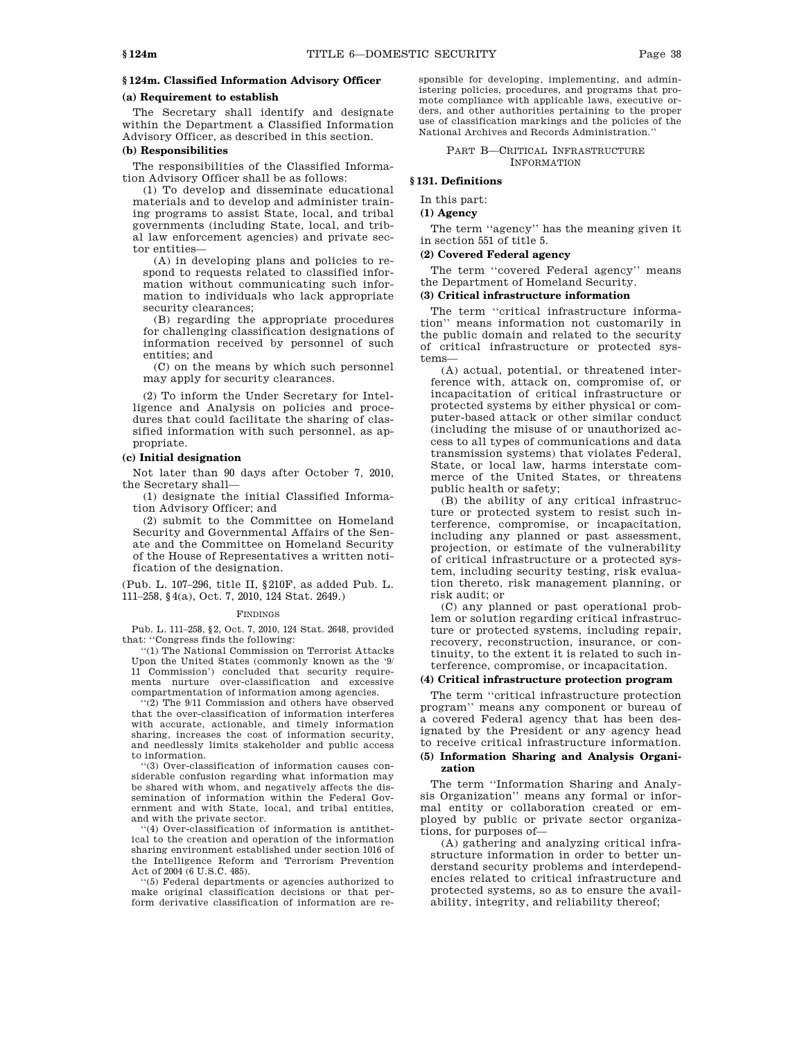## § 124m. Classified Information Advisory Officer

### (a) Requirement to establish

The Secretary shall identify and designate within the Department a Classified Information Advisory Officer, as described in this section.

### (b) Responsibilities

The responsibilities of the Classified Information Advisory Officer shall be as follows:

(1) To develop and disseminate educational materials and to develop and administer training programs to assist State, local, and tribal governments (including State, local, and tribal law enforcement agencies) and private sector entities—

(A) in developing plans and policies to respond to requests related to classified information without communicating such information to individuals who lack appropriate security clearances;

(B) regarding the appropriate procedures for challenging classification designations of information received by personnel of such entities; and

(C) on the means by which such personnel may apply for security clearances.

(2) To inform the Under Secretary for Intelligence and Analysis on policies and procedures that could facilitate the sharing of classified information with such personnel, as appropriate.

### (c) Initial designation

Not later than 90 days after October 7, 2010, the Secretary shall—

(1) designate the initial Classified Information Advisory Officer; and

(2) submit to the Committee on Homeland Security and Governmental Affairs of the Senate and the Committee on Homeland Security of the House of Representatives a written notification of the designation.

(Pub. L. 107–296, title II, § 210F, as added Pub. L. 111–258, § 4(a), Oct. 7, 2010, 124 Stat. 2649.)

FINDINGS

Pub. L. 111–258, § 2, Oct. 7, 2010, 124 Stat. 2648, provided that: "Congress finds the following:

"(1) The National Commission on Terrorist Attacks Upon the United States (commonly known as the '9/11 Commission') concluded that security requirements nurture over-classification and excessive compartmentation of information among agencies.

"(2) The 9/11 Commission and others have observed that the over-classification of information interferes with accurate, actionable, and timely information sharing, increases the cost of information security, and needlessly limits stakeholder and public access to information.

"(3) Over-classification of information causes considerable confusion regarding what information may be shared with whom, and negatively affects the dissemination of information within the Federal Government and with State, local, and tribal entities, and with the private sector.

"(4) Over-classification of information is antithetical to the creation and operation of the information sharing environment established under section 1016 of the Intelligence Reform and Terrorism Prevention Act of 2004 (6 U.S.C. 485).

"(5) Federal departments or agencies authorized to make original classification decisions or that perform derivative classification of information are responsible for developing, implementing, and administering policies, procedures, and programs that promote compliance with applicable laws, executive orders, and other authorities pertaining to the proper use of classification markings and the policies of the National Archives and Records Administration."

PART B—CRITICAL INFRASTRUCTURE INFORMATION

## § 131. Definitions

In this part:

### (1) Agency

The term "agency" has the meaning given it in section 551 of title 5.

### (2) Covered Federal agency

The term "covered Federal agency" means the Department of Homeland Security.

### (3) Critical infrastructure information

The term "critical infrastructure information" means information not customarily in the public domain and related to the security of critical infrastructure or protected systems—

(A) actual, potential, or threatened interference with, attack on, compromise of, or incapacitation of critical infrastructure or protected systems by either physical or computer-based attack or other similar conduct (including the misuse of or unauthorized access to all types of communications and data transmission systems) that violates Federal, State, or local law, harms interstate commerce of the United States, or threatens public health or safety;

(B) the ability of any critical infrastructure or protected system to resist such interference, compromise, or incapacitation, including any planned or past assessment, projection, or estimate of the vulnerability of critical infrastructure or a protected system, including security testing, risk evaluation thereto, risk management planning, or risk audit; or

(C) any planned or past operational problem or solution regarding critical infrastructure or protected systems, including repair, recovery, reconstruction, insurance, or continuity, to the extent it is related to such interference, compromise, or incapacitation.

### (4) Critical infrastructure protection program

The term "critical infrastructure protection program" means any component or bureau of a covered Federal agency that has been designated by the President or any agency head to receive critical infrastructure information.

### (5) Information Sharing and Analysis Organization

The term "Information Sharing and Analysis Organization" means any formal or informal entity or collaboration created or employed by public or private sector organizations, for purposes of—

(A) gathering and analyzing critical infrastructure information in order to better understand security problems and interdependencies related to critical infrastructure and protected systems, so as to ensure the availability, integrity, and reliability thereof;